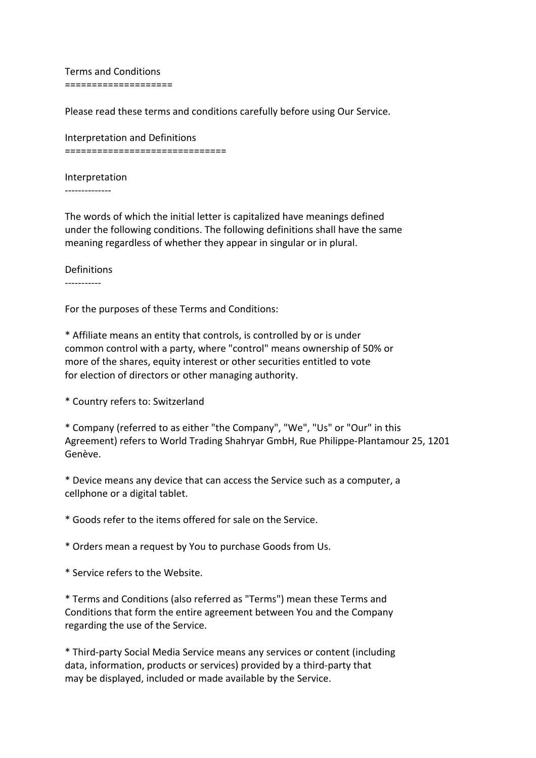# Terms and Conditions

Please read these terms and conditions carefully before using Our Service.

# Interpretation and Definitions

## Interpretation

The words of which the initial letter is capitalized have meanings defined under the following conditions. The following definitions shall have the same meaning regardless of whether they appear in singular or in plural.

## Definitions

For the purposes of these Terms and Conditions:

* Affiliate means an entity that controls, is controlled by or is under common control with a party, where "control" means ownership of 50% or more of the shares, equity interest or other securities entitled to vote for election of directors or other managing authority.

* Country refers to: Switzerland

* Company (referred to as either "the Company", "We", "Us" or "Our" in this Agreement) refers to World Trading Shahryar GmbH, Rue Philippe-Plantamour 25, 1201 Genève.

* Device means any device that can access the Service such as a computer, a cellphone or a digital tablet.

* Goods refer to the items offered for sale on the Service.

* Orders mean a request by You to purchase Goods from Us.

* Service refers to the Website.

* Terms and Conditions (also referred as "Terms") mean these Terms and Conditions that form the entire agreement between You and the Company regarding the use of the Service.

* Third-party Social Media Service means any services or content (including data, information, products or services) provided by a third-party that may be displayed, included or made available by the Service.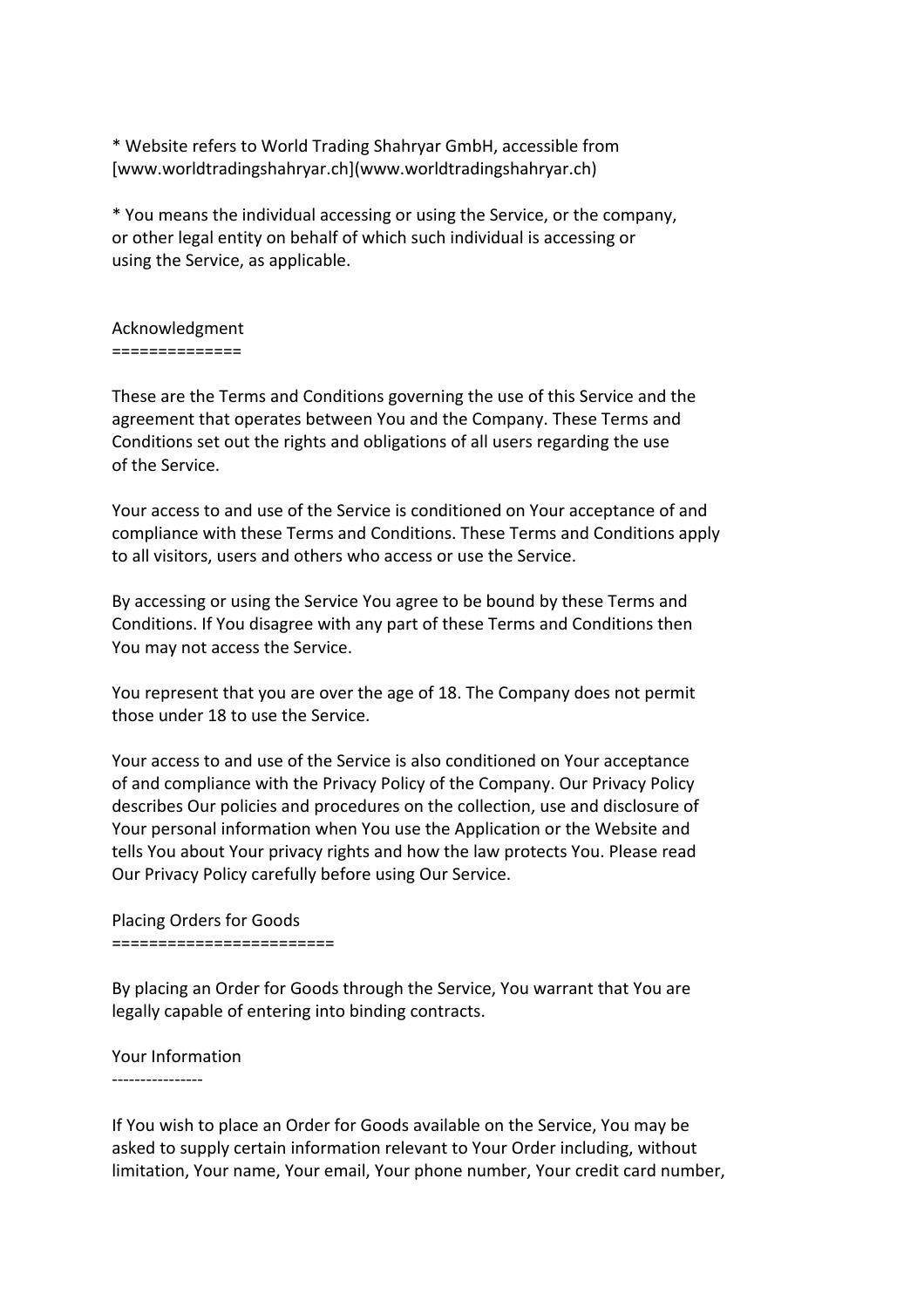* Website refers to World Trading Shahryar GmbH, accessible from [www.worldtradingshahryar.ch](www.worldtradingshahryar.ch)

* You means the individual accessing or using the Service, or the company, or other legal entity on behalf of which such individual is accessing or using the Service, as applicable.

## Acknowledgment

These are the Terms and Conditions governing the use of this Service and the agreement that operates between You and the Company. These Terms and Conditions set out the rights and obligations of all users regarding the use of the Service.

Your access to and use of the Service is conditioned on Your acceptance of and compliance with these Terms and Conditions. These Terms and Conditions apply to all visitors, users and others who access or use the Service.

By accessing or using the Service You agree to be bound by these Terms and Conditions. If You disagree with any part of these Terms and Conditions then You may not access the Service.

You represent that you are over the age of 18. The Company does not permit those under 18 to use the Service.

Your access to and use of the Service is also conditioned on Your acceptance of and compliance with the Privacy Policy of the Company. Our Privacy Policy describes Our policies and procedures on the collection, use and disclosure of Your personal information when You use the Application or the Website and tells You about Your privacy rights and how the law protects You. Please read Our Privacy Policy carefully before using Our Service.

## Placing Orders for Goods

By placing an Order for Goods through the Service, You warrant that You are legally capable of entering into binding contracts.

### Your Information

If You wish to place an Order for Goods available on the Service, You may be asked to supply certain information relevant to Your Order including, without limitation, Your name, Your email, Your phone number, Your credit card number,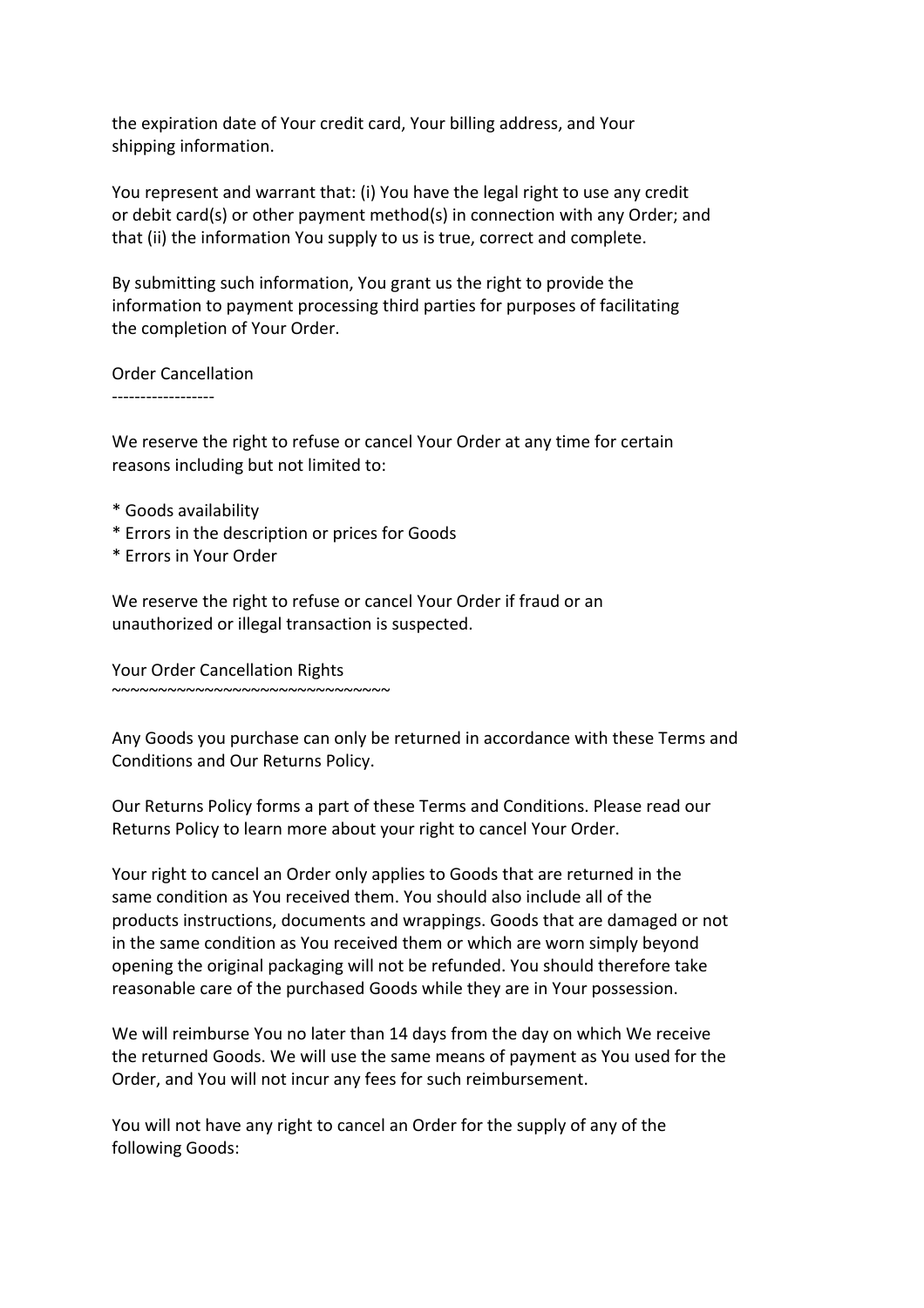the expiration date of Your credit card, Your billing address, and Your shipping information.

You represent and warrant that: (i) You have the legal right to use any credit or debit card(s) or other payment method(s) in connection with any Order; and that (ii) the information You supply to us is true, correct and complete.

By submitting such information, You grant us the right to provide the information to payment processing third parties for purposes of facilitating the completion of Your Order.

## Order Cancellation

We reserve the right to refuse or cancel Your Order at any time for certain reasons including but not limited to:

* Goods availability
* Errors in the description or prices for Goods
* Errors in Your Order

We reserve the right to refuse or cancel Your Order if fraud or an unauthorized or illegal transaction is suspected.

### Your Order Cancellation Rights

Any Goods you purchase can only be returned in accordance with these Terms and Conditions and Our Returns Policy.

Our Returns Policy forms a part of these Terms and Conditions. Please read our Returns Policy to learn more about your right to cancel Your Order.

Your right to cancel an Order only applies to Goods that are returned in the same condition as You received them. You should also include all of the products instructions, documents and wrappings. Goods that are damaged or not in the same condition as You received them or which are worn simply beyond opening the original packaging will not be refunded. You should therefore take reasonable care of the purchased Goods while they are in Your possession.

We will reimburse You no later than 14 days from the day on which We receive the returned Goods. We will use the same means of payment as You used for the Order, and You will not incur any fees for such reimbursement.

You will not have any right to cancel an Order for the supply of any of the following Goods: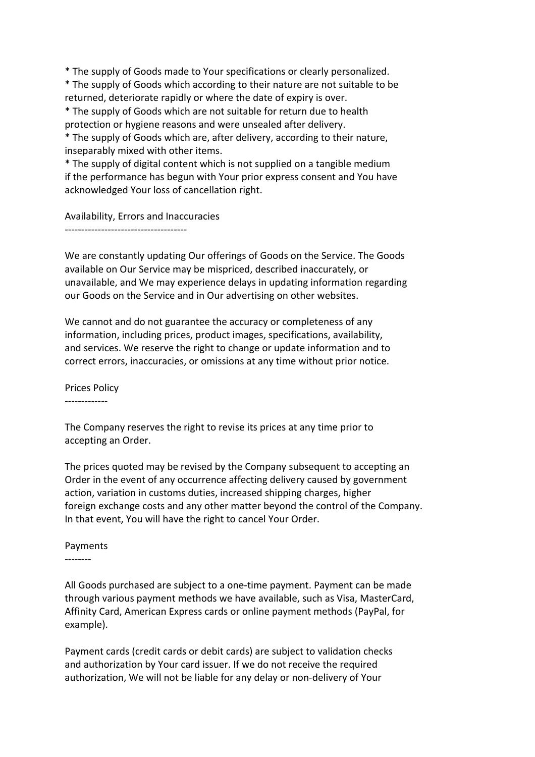* The supply of Goods made to Your specifications or clearly personalized.
* The supply of Goods which according to their nature are not suitable to be returned, deteriorate rapidly or where the date of expiry is over.
* The supply of Goods which are not suitable for return due to health protection or hygiene reasons and were unsealed after delivery.
* The supply of Goods which are, after delivery, according to their nature, inseparably mixed with other items.
* The supply of digital content which is not supplied on a tangible medium if the performance has begun with Your prior express consent and You have acknowledged Your loss of cancellation right.

## Availability, Errors and Inaccuracies

We are constantly updating Our offerings of Goods on the Service. The Goods available on Our Service may be mispriced, described inaccurately, or unavailable, and We may experience delays in updating information regarding our Goods on the Service and in Our advertising on other websites.

We cannot and do not guarantee the accuracy or completeness of any information, including prices, product images, specifications, availability, and services. We reserve the right to change or update information and to correct errors, inaccuracies, or omissions at any time without prior notice.

## Prices Policy

The Company reserves the right to revise its prices at any time prior to accepting an Order.

The prices quoted may be revised by the Company subsequent to accepting an Order in the event of any occurrence affecting delivery caused by government action, variation in customs duties, increased shipping charges, higher foreign exchange costs and any other matter beyond the control of the Company. In that event, You will have the right to cancel Your Order.

## Payments

All Goods purchased are subject to a one-time payment. Payment can be made through various payment methods we have available, such as Visa, MasterCard, Affinity Card, American Express cards or online payment methods (PayPal, for example).

Payment cards (credit cards or debit cards) are subject to validation checks and authorization by Your card issuer. If we do not receive the required authorization, We will not be liable for any delay or non-delivery of Your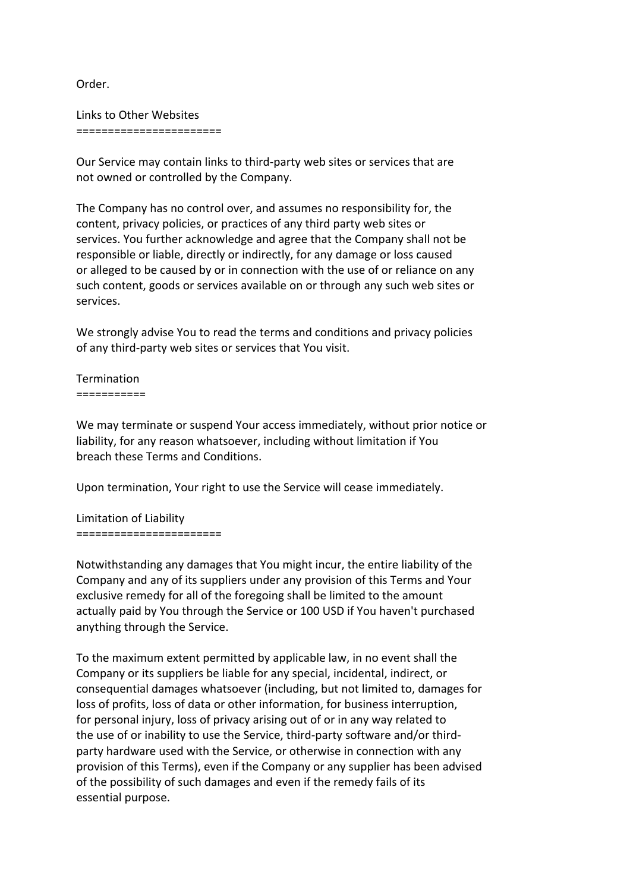Order.

## Links to Other Websites

Our Service may contain links to third-party web sites or services that are not owned or controlled by the Company.

The Company has no control over, and assumes no responsibility for, the content, privacy policies, or practices of any third party web sites or services. You further acknowledge and agree that the Company shall not be responsible or liable, directly or indirectly, for any damage or loss caused or alleged to be caused by or in connection with the use of or reliance on any such content, goods or services available on or through any such web sites or services.

We strongly advise You to read the terms and conditions and privacy policies of any third-party web sites or services that You visit.

## Termination

We may terminate or suspend Your access immediately, without prior notice or liability, for any reason whatsoever, including without limitation if You breach these Terms and Conditions.

Upon termination, Your right to use the Service will cease immediately.

## Limitation of Liability

Notwithstanding any damages that You might incur, the entire liability of the Company and any of its suppliers under any provision of this Terms and Your exclusive remedy for all of the foregoing shall be limited to the amount actually paid by You through the Service or 100 USD if You haven't purchased anything through the Service.

To the maximum extent permitted by applicable law, in no event shall the Company or its suppliers be liable for any special, incidental, indirect, or consequential damages whatsoever (including, but not limited to, damages for loss of profits, loss of data or other information, for business interruption, for personal injury, loss of privacy arising out of or in any way related to the use of or inability to use the Service, third-party software and/or third-party hardware used with the Service, or otherwise in connection with any provision of this Terms), even if the Company or any supplier has been advised of the possibility of such damages and even if the remedy fails of its essential purpose.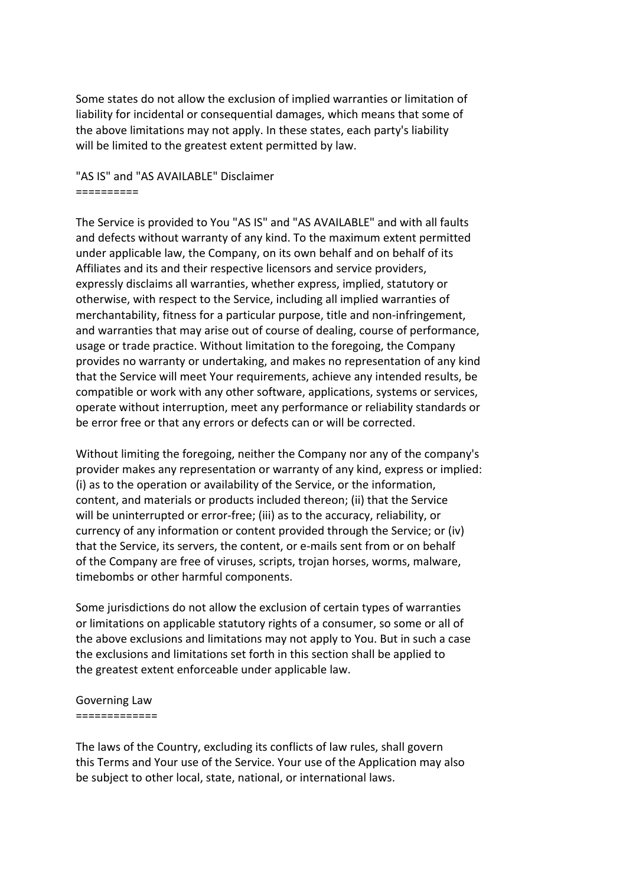Some states do not allow the exclusion of implied warranties or limitation of liability for incidental or consequential damages, which means that some of the above limitations may not apply. In these states, each party's liability will be limited to the greatest extent permitted by law.

## "AS IS" and "AS AVAILABLE" Disclaimer

The Service is provided to You "AS IS" and "AS AVAILABLE" and with all faults and defects without warranty of any kind. To the maximum extent permitted under applicable law, the Company, on its own behalf and on behalf of its Affiliates and its and their respective licensors and service providers, expressly disclaims all warranties, whether express, implied, statutory or otherwise, with respect to the Service, including all implied warranties of merchantability, fitness for a particular purpose, title and non-infringement, and warranties that may arise out of course of dealing, course of performance, usage or trade practice. Without limitation to the foregoing, the Company provides no warranty or undertaking, and makes no representation of any kind that the Service will meet Your requirements, achieve any intended results, be compatible or work with any other software, applications, systems or services, operate without interruption, meet any performance or reliability standards or be error free or that any errors or defects can or will be corrected.

Without limiting the foregoing, neither the Company nor any of the company's provider makes any representation or warranty of any kind, express or implied: (i) as to the operation or availability of the Service, or the information, content, and materials or products included thereon; (ii) that the Service will be uninterrupted or error-free; (iii) as to the accuracy, reliability, or currency of any information or content provided through the Service; or (iv) that the Service, its servers, the content, or e-mails sent from or on behalf of the Company are free of viruses, scripts, trojan horses, worms, malware, timebombs or other harmful components.

Some jurisdictions do not allow the exclusion of certain types of warranties or limitations on applicable statutory rights of a consumer, so some or all of the above exclusions and limitations may not apply to You. But in such a case the exclusions and limitations set forth in this section shall be applied to the greatest extent enforceable under applicable law.

## Governing Law

The laws of the Country, excluding its conflicts of law rules, shall govern this Terms and Your use of the Service. Your use of the Application may also be subject to other local, state, national, or international laws.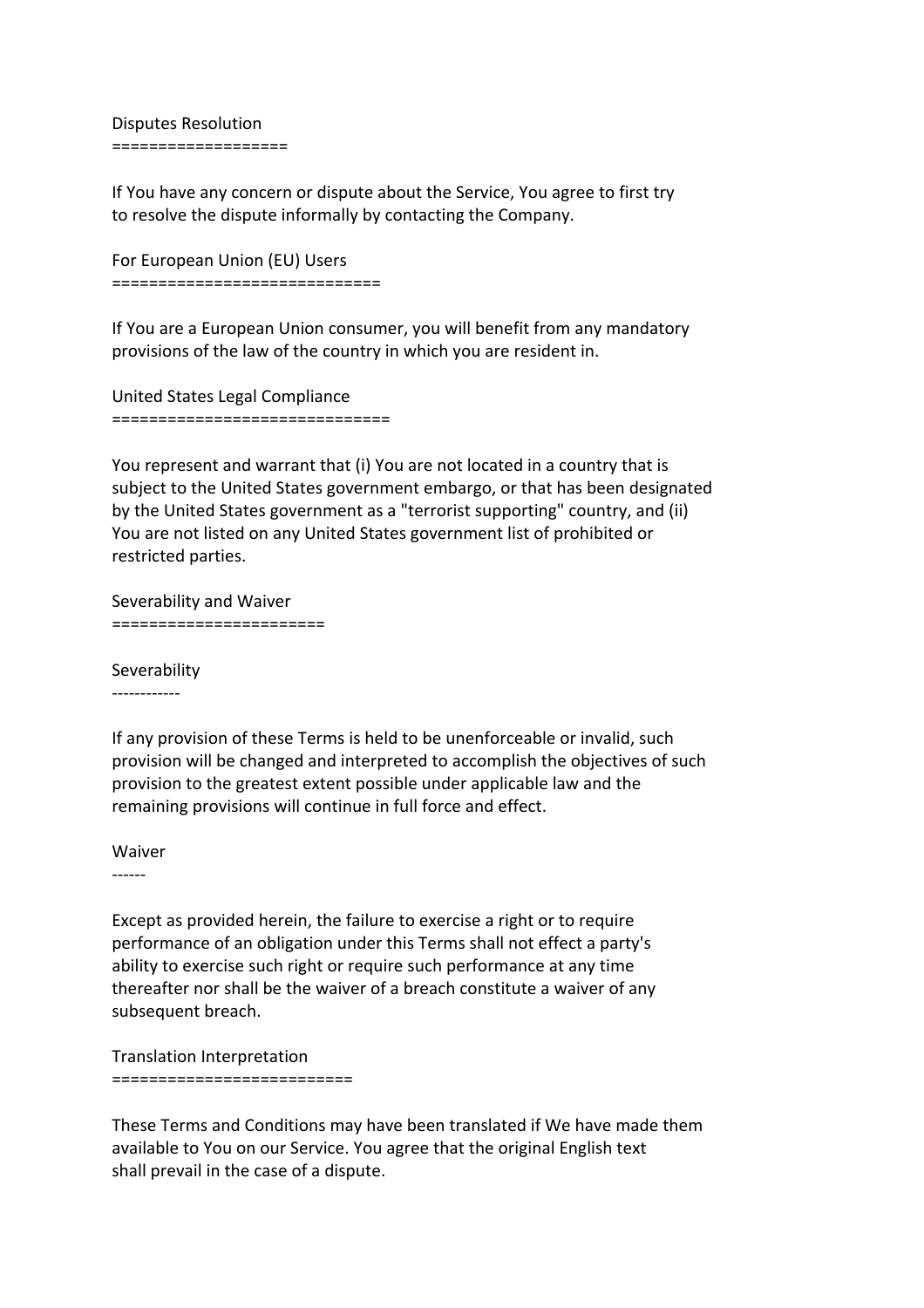## Disputes Resolution

If You have any concern or dispute about the Service, You agree to first try to resolve the dispute informally by contacting the Company.

## For European Union (EU) Users

If You are a European Union consumer, you will benefit from any mandatory provisions of the law of the country in which you are resident in.

## United States Legal Compliance

You represent and warrant that (i) You are not located in a country that is subject to the United States government embargo, or that has been designated by the United States government as a "terrorist supporting" country, and (ii) You are not listed on any United States government list of prohibited or restricted parties.

## Severability and Waiver

### Severability

If any provision of these Terms is held to be unenforceable or invalid, such provision will be changed and interpreted to accomplish the objectives of such provision to the greatest extent possible under applicable law and the remaining provisions will continue in full force and effect.

### Waiver

Except as provided herein, the failure to exercise a right or to require performance of an obligation under this Terms shall not effect a party's ability to exercise such right or require such performance at any time thereafter nor shall be the waiver of a breach constitute a waiver of any subsequent breach.

## Translation Interpretation

These Terms and Conditions may have been translated if We have made them available to You on our Service. You agree that the original English text shall prevail in the case of a dispute.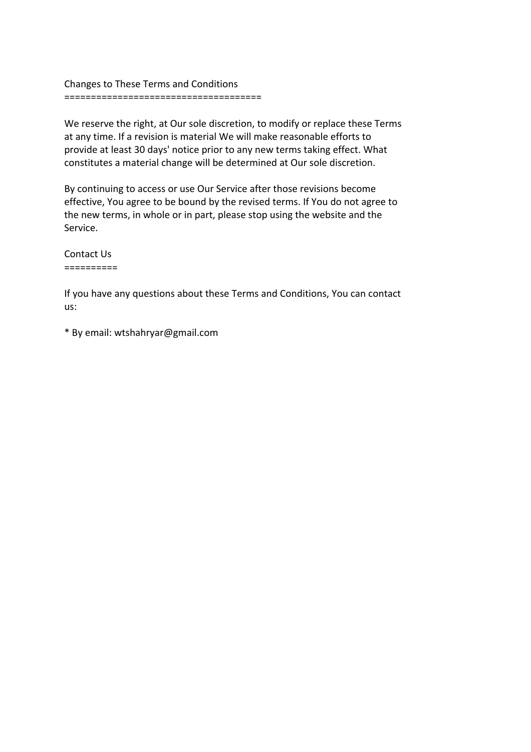## Changes to These Terms and Conditions

We reserve the right, at Our sole discretion, to modify or replace these Terms at any time. If a revision is material We will make reasonable efforts to provide at least 30 days' notice prior to any new terms taking effect. What constitutes a material change will be determined at Our sole discretion.

By continuing to access or use Our Service after those revisions become effective, You agree to be bound by the revised terms. If You do not agree to the new terms, in whole or in part, please stop using the website and the Service.

## Contact Us

If you have any questions about these Terms and Conditions, You can contact us:

* By email: wtshahryar@gmail.com